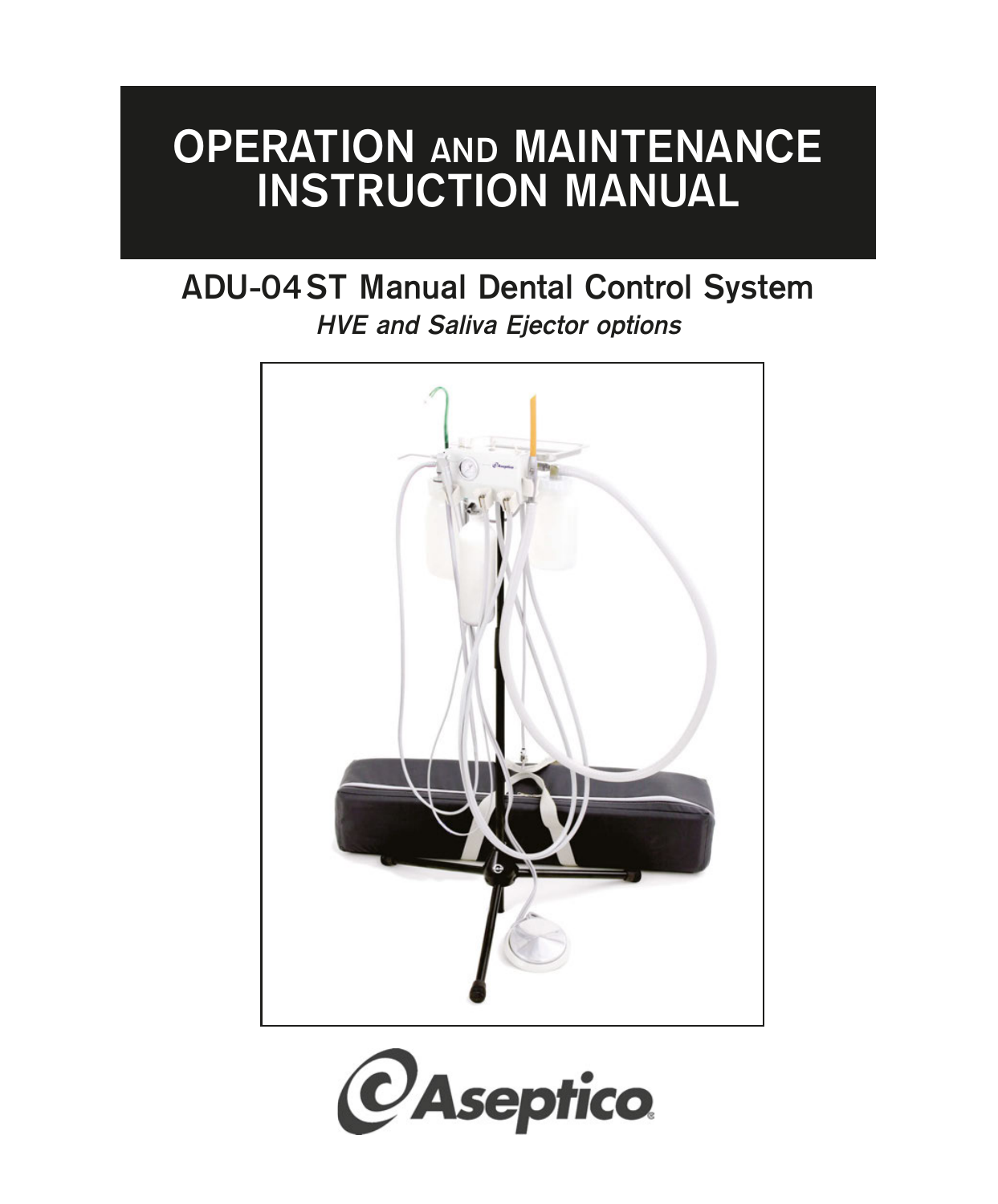# OPERATION AND MAINTENANCE INSTRUCTION MANUAL

## ADU-04ST Manual Dental Control System

*HVE and Saliva Ejector options*

Aseptico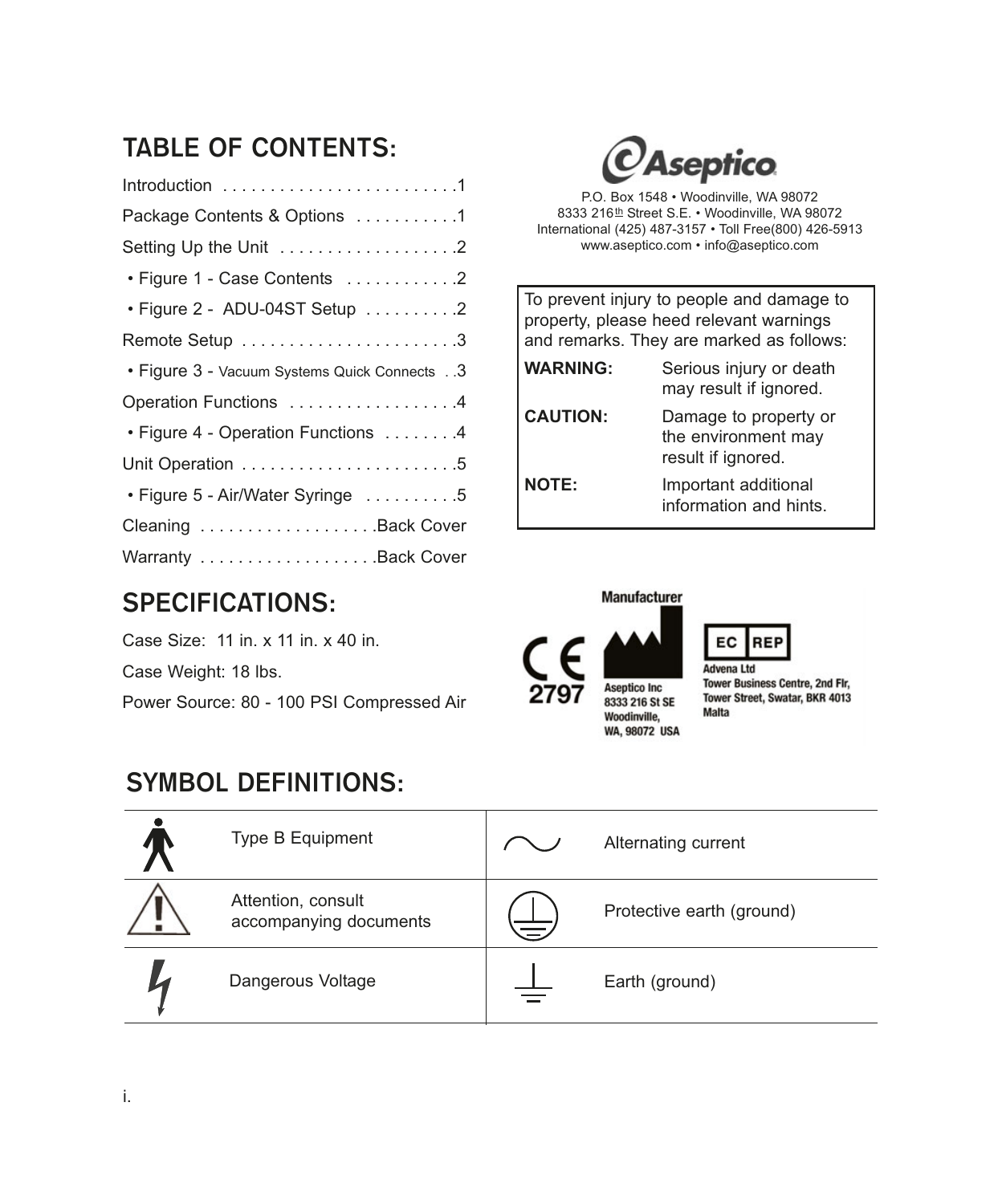## TABLE OF CONTENTS:

Introduction .........................1

Package Contents & Options ...........1

Setting Up the Unit ...................2

- Figure 1 - Case Contents ............2
- Figure 2 - ADU-04ST Setup ..........2

Remote Setup .......................3

- Figure 3 - Vacuum Systems Quick Connects ..3

Operation Functions ..................4

- Figure 4 - Operation Functions ........4

Unit Operation .......................5

- Figure 5 - Air/Water Syringe ..........5

Cleaning ...................Back Cover

Warranty ...................Back Cover

**Aseptico**

P.O. Box 1548 • Woodinville, WA 98072
8333 216th Street S.E. • Woodinville, WA 98072
International (425) 487-3157 • Toll Free(800) 426-5913
www.aseptico.com • info@aseptico.com

To prevent injury to people and damage to property, please heed relevant warnings and remarks. They are marked as follows:

| | |
|---|---|
| **WARNING:** | Serious injury or death may result if ignored. |
| **CAUTION:** | Damage to property or the environment may result if ignored. |
| **NOTE:** | Important additional information and hints. |

## SPECIFICATIONS:

Case Size: 11 in. x 11 in. x 40 in.

Case Weight: 18 lbs.

Power Source: 80 - 100 PSI Compressed Air

CE 2797

**Manufacturer**
Aseptico Inc
8333 216 St SE
Woodinville,
WA, 98072 USA

**EC REP**
Advena Ltd
Tower Business Centre, 2nd Flr,
Tower Street, Swatar, BKR 4013
Malta

## SYMBOL DEFINITIONS:

| Symbol | Definition | Symbol | Definition |
|---|---|---|---|
| | Type B Equipment | | Alternating current |
| | Attention, consult accompanying documents | | Protective earth (ground) |
| | Dangerous Voltage | | Earth (ground) |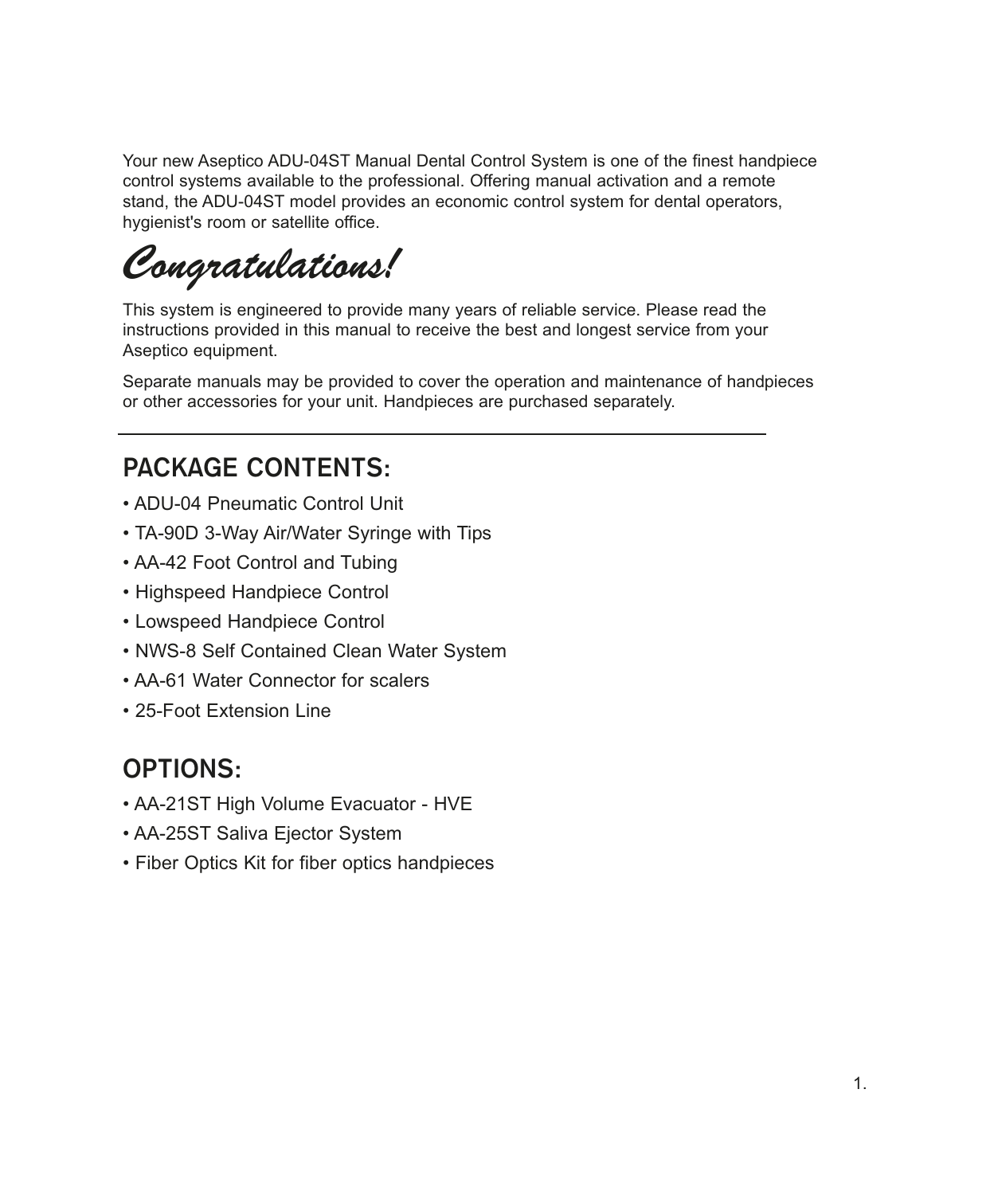Your new Aseptico ADU-04ST Manual Dental Control System is one of the finest handpiece control systems available to the professional. Offering manual activation and a remote stand, the ADU-04ST model provides an economic control system for dental operators, hygienist's room or satellite office.

# *Congratulations!*

This system is engineered to provide many years of reliable service. Please read the instructions provided in this manual to receive the best and longest service from your Aseptico equipment.

Separate manuals may be provided to cover the operation and maintenance of handpieces or other accessories for your unit. Handpieces are purchased separately.

---

## PACKAGE CONTENTS:

- ADU-04 Pneumatic Control Unit
- TA-90D 3-Way Air/Water Syringe with Tips
- AA-42 Foot Control and Tubing
- Highspeed Handpiece Control
- Lowspeed Handpiece Control
- NWS-8 Self Contained Clean Water System
- AA-61 Water Connector for scalers
- 25-Foot Extension Line

## OPTIONS:

- AA-21ST High Volume Evacuator - HVE
- AA-25ST Saliva Ejector System
- Fiber Optics Kit for fiber optics handpieces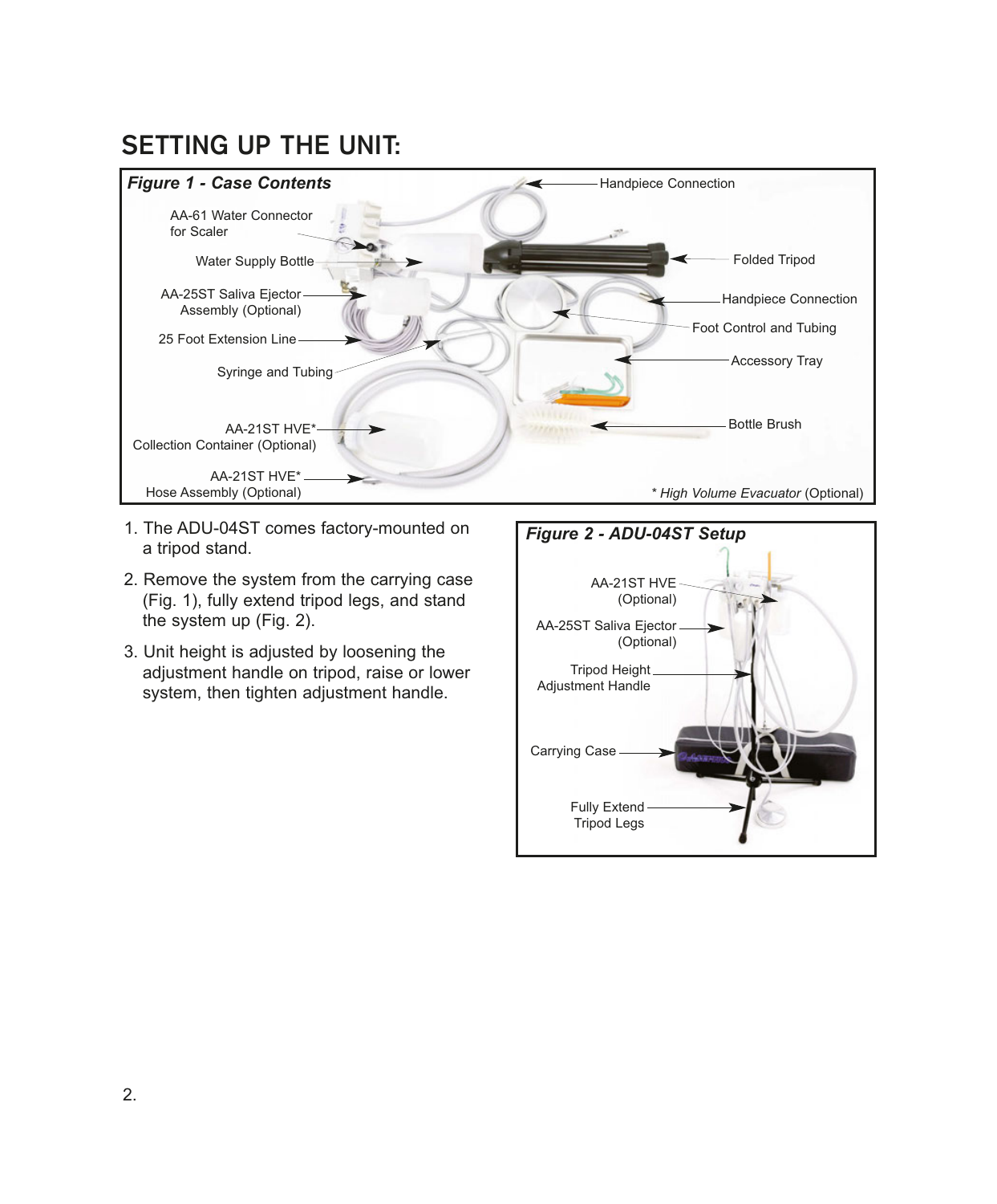# SETTING UP THE UNIT:

***Figure 1 - Case Contents***

Handpiece Connection

AA-61 Water Connector for Scaler

Water Supply Bottle

Folded Tripod

AA-25ST Saliva Ejector Assembly (Optional)

Handpiece Connection

Foot Control and Tubing

25 Foot Extension Line

Syringe and Tubing

Accessory Tray

Bottle Brush

AA-21ST HVE* Collection Container (Optional)

AA-21ST HVE* Hose Assembly (Optional)

\* *High Volume Evacuator* (Optional)

1. The ADU-04ST comes factory-mounted on a tripod stand.
2. Remove the system from the carrying case (Fig. 1), fully extend tripod legs, and stand the system up (Fig. 2).
3. Unit height is adjusted by loosening the adjustment handle on tripod, raise or lower system, then tighten adjustment handle.

***Figure 2 - ADU-04ST Setup***

AA-21ST HVE (Optional)

AA-25ST Saliva Ejector (Optional)

Tripod Height Adjustment Handle

Carrying Case

Fully Extend Tripod Legs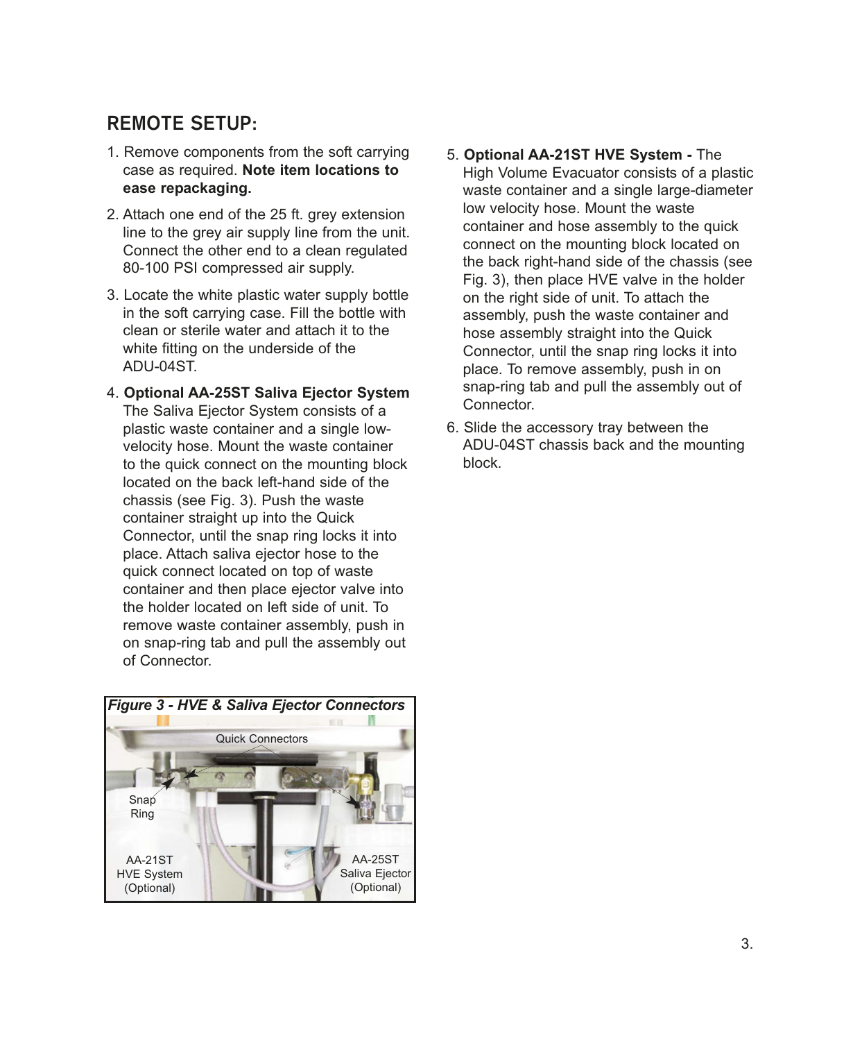## REMOTE SETUP:

1. Remove components from the soft carrying case as required. **Note item locations to ease repackaging.**
2. Attach one end of the 25 ft. grey extension line to the grey air supply line from the unit. Connect the other end to a clean regulated 80-100 PSI compressed air supply.
3. Locate the white plastic water supply bottle in the soft carrying case. Fill the bottle with clean or sterile water and attach it to the white fitting on the underside of the ADU-04ST.
4. **Optional AA-25ST Saliva Ejector System** The Saliva Ejector System consists of a plastic waste container and a single low-velocity hose. Mount the waste container to the quick connect on the mounting block located on the back left-hand side of the chassis (see Fig. 3). Push the waste container straight up into the Quick Connector, until the snap ring locks it into place. Attach saliva ejector hose to the quick connect located on top of waste container and then place ejector valve into the holder located on left side of unit. To remove waste container assembly, push in on snap-ring tab and pull the assembly out of Connector.

*Figure 3 - HVE & Saliva Ejector Connectors*

Quick Connectors

Snap Ring

AA-21ST HVE System (Optional)

AA-25ST Saliva Ejector (Optional)

5. **Optional AA-21ST HVE System -** The High Volume Evacuator consists of a plastic waste container and a single large-diameter low velocity hose. Mount the waste container and hose assembly to the quick connect on the mounting block located on the back right-hand side of the chassis (see Fig. 3), then place HVE valve in the holder on the right side of unit. To attach the assembly, push the waste container and hose assembly straight into the Quick Connector, until the snap ring locks it into place. To remove assembly, push in on snap-ring tab and pull the assembly out of Connector.
6. Slide the accessory tray between the ADU-04ST chassis back and the mounting block.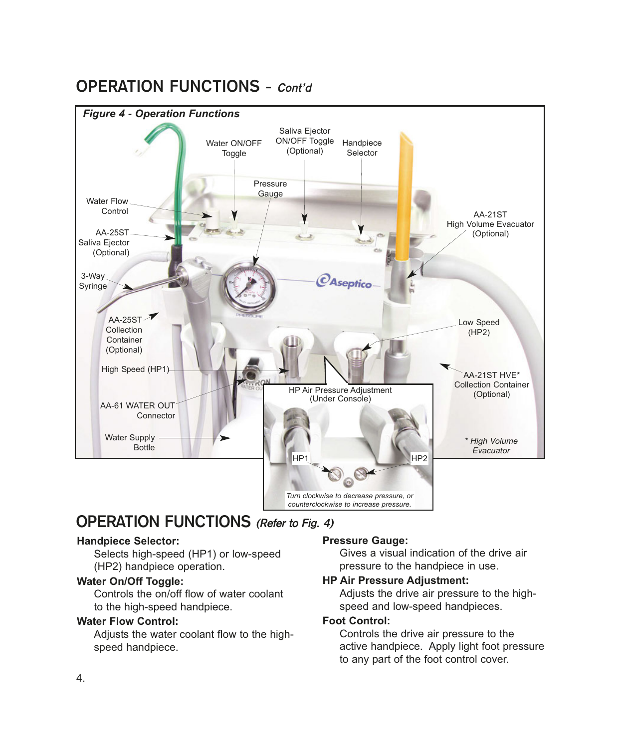# OPERATION FUNCTIONS - *Cont'd*

***Figure 4 - Operation Functions***

Water ON/OFF Toggle

Saliva Ejector ON/OFF Toggle (Optional)

Handpiece Selector

Pressure Gauge

Water Flow Control

AA-25ST Saliva Ejector (Optional)

AA-21ST High Volume Evacuator (Optional)

3-Way Syringe

AA-25ST Collection Container (Optional)

Low Speed (HP2)

High Speed (HP1)

AA-21ST HVE* Collection Container (Optional)

AA-61 WATER OUT Connector

HP Air Pressure Adjustment (Under Console)

Water Supply Bottle

HP1

HP2

*Turn clockwise to decrease pressure, or counterclockwise to increase pressure.*

*\* High Volume Evacuator*

# OPERATION FUNCTIONS *(Refer to Fig. 4)*

**Handpiece Selector:**
Selects high-speed (HP1) or low-speed (HP2) handpiece operation.

**Water On/Off Toggle:**
Controls the on/off flow of water coolant to the high-speed handpiece.

**Water Flow Control:**
Adjusts the water coolant flow to the high-speed handpiece.

**Pressure Gauge:**
Gives a visual indication of the drive air pressure to the handpiece in use.

**HP Air Pressure Adjustment:**
Adjusts the drive air pressure to the high-speed and low-speed handpieces.

**Foot Control:**
Controls the drive air pressure to the active handpiece. Apply light foot pressure to any part of the foot control cover.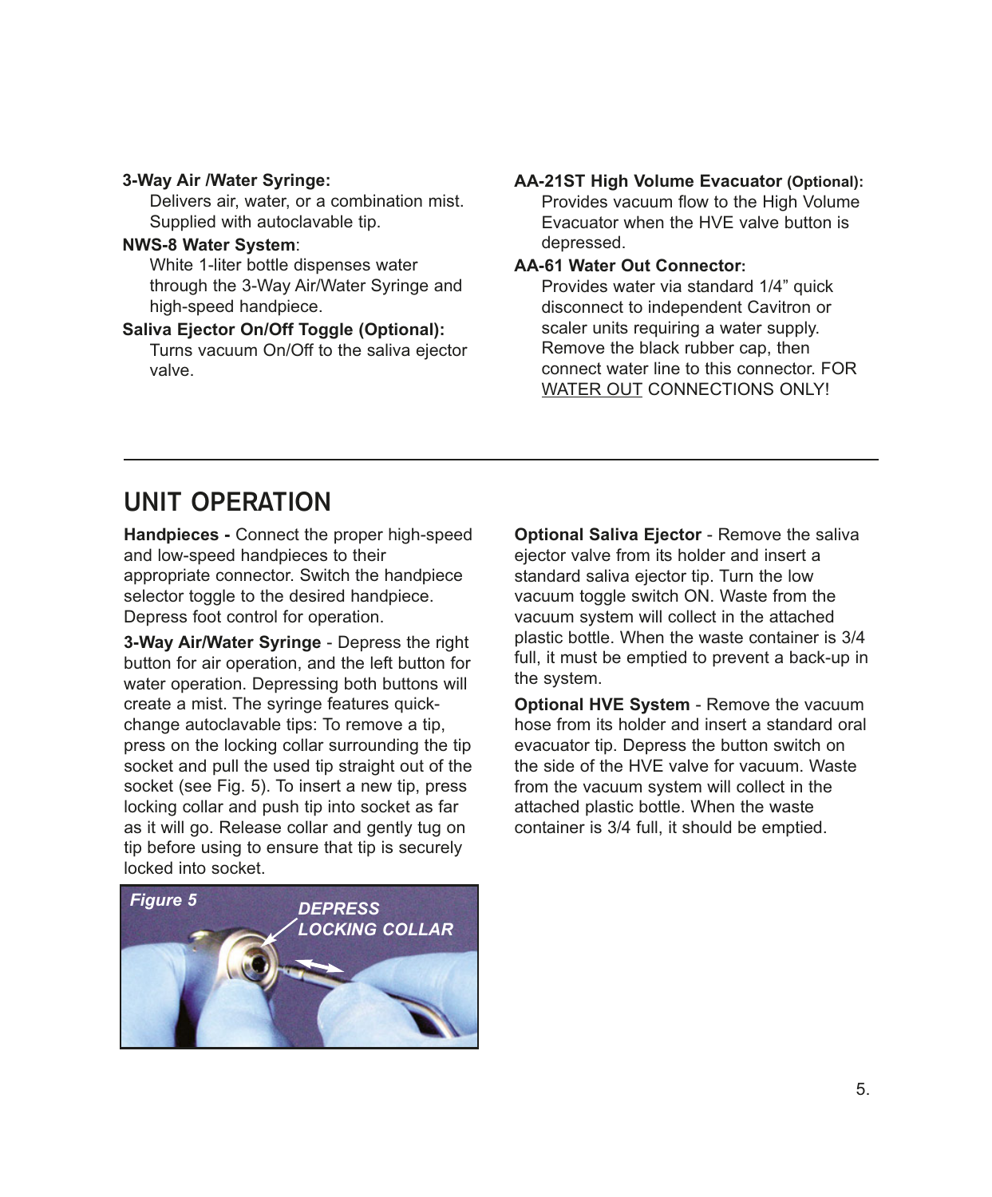**3-Way Air /Water Syringe:**
Delivers air, water, or a combination mist. Supplied with autoclavable tip.

**NWS-8 Water System**:
White 1-liter bottle dispenses water through the 3-Way Air/Water Syringe and high-speed handpiece.

**Saliva Ejector On/Off Toggle (Optional):**
Turns vacuum On/Off to the saliva ejector valve.

**AA-21ST High Volume Evacuator (Optional):**
Provides vacuum flow to the High Volume Evacuator when the HVE valve button is depressed.

**AA-61 Water Out Connector:**
Provides water via standard 1/4" quick disconnect to independent Cavitron or scaler units requiring a water supply. Remove the black rubber cap, then connect water line to this connector. FOR WATER OUT CONNECTIONS ONLY!

## UNIT OPERATION

**Handpieces -** Connect the proper high-speed and low-speed handpieces to their appropriate connector. Switch the handpiece selector toggle to the desired handpiece. Depress foot control for operation.

**3-Way Air/Water Syringe** - Depress the right button for air operation, and the left button for water operation. Depressing both buttons will create a mist. The syringe features quick-change autoclavable tips: To remove a tip, press on the locking collar surrounding the tip socket and pull the used tip straight out of the socket (see Fig. 5). To insert a new tip, press locking collar and push tip into socket as far as it will go. Release collar and gently tug on tip before using to ensure that tip is securely locked into socket.

*Figure 5* — DEPRESS LOCKING COLLAR

**Optional Saliva Ejector** - Remove the saliva ejector valve from its holder and insert a standard saliva ejector tip. Turn the low vacuum toggle switch ON. Waste from the vacuum system will collect in the attached plastic bottle. When the waste container is 3/4 full, it must be emptied to prevent a back-up in the system.

**Optional HVE System** - Remove the vacuum hose from its holder and insert a standard oral evacuator tip. Depress the button switch on the side of the HVE valve for vacuum. Waste from the vacuum system will collect in the attached plastic bottle. When the waste container is 3/4 full, it should be emptied.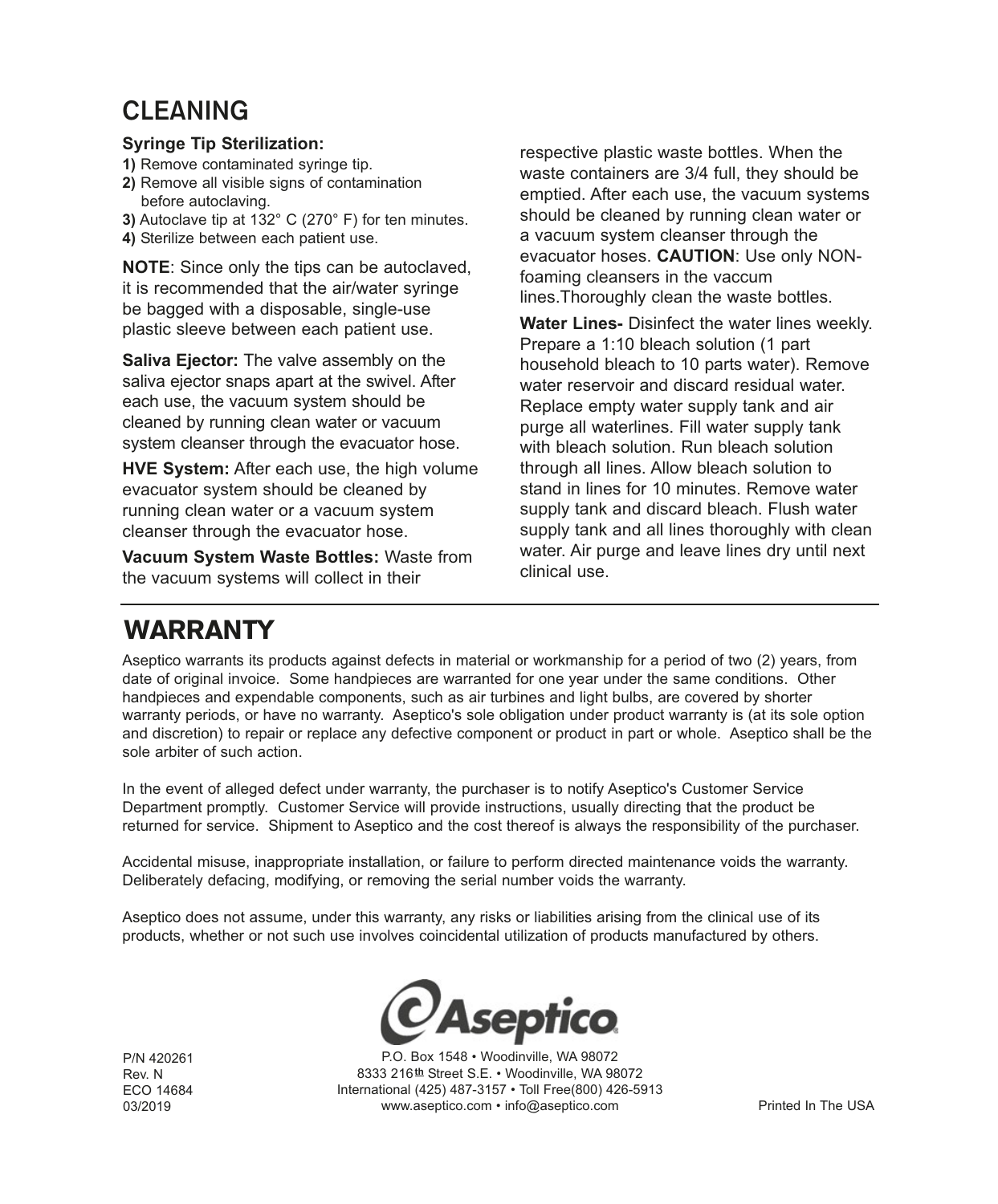# CLEANING

**Syringe Tip Sterilization:**

**1)** Remove contaminated syringe tip.
**2)** Remove all visible signs of contamination before autoclaving.
**3)** Autoclave tip at 132° C (270° F) for ten minutes.
**4)** Sterilize between each patient use.

**NOTE**: Since only the tips can be autoclaved, it is recommended that the air/water syringe be bagged with a disposable, single-use plastic sleeve between each patient use.

**Saliva Ejector:** The valve assembly on the saliva ejector snaps apart at the swivel. After each use, the vacuum system should be cleaned by running clean water or vacuum system cleanser through the evacuator hose.

**HVE System:** After each use, the high volume evacuator system should be cleaned by running clean water or a vacuum system cleanser through the evacuator hose.

**Vacuum System Waste Bottles:** Waste from the vacuum systems will collect in their respective plastic waste bottles. When the waste containers are 3/4 full, they should be emptied. After each use, the vacuum systems should be cleaned by running clean water or a vacuum system cleanser through the evacuator hoses. **CAUTION**: Use only NON-foaming cleansers in the vaccum lines.Thoroughly clean the waste bottles.

**Water Lines-** Disinfect the water lines weekly. Prepare a 1:10 bleach solution (1 part household bleach to 10 parts water). Remove water reservoir and discard residual water. Replace empty water supply tank and air purge all waterlines. Fill water supply tank with bleach solution. Run bleach solution through all lines. Allow bleach solution to stand in lines for 10 minutes. Remove water supply tank and discard bleach. Flush water supply tank and all lines thoroughly with clean water. Air purge and leave lines dry until next clinical use.

# WARRANTY

Aseptico warrants its products against defects in material or workmanship for a period of two (2) years, from date of original invoice. Some handpieces are warranted for one year under the same conditions. Other handpieces and expendable components, such as air turbines and light bulbs, are covered by shorter warranty periods, or have no warranty. Aseptico's sole obligation under product warranty is (at its sole option and discretion) to repair or replace any defective component or product in part or whole. Aseptico shall be the sole arbiter of such action.

In the event of alleged defect under warranty, the purchaser is to notify Aseptico's Customer Service Department promptly. Customer Service will provide instructions, usually directing that the product be returned for service. Shipment to Aseptico and the cost thereof is always the responsibility of the purchaser.

Accidental misuse, inappropriate installation, or failure to perform directed maintenance voids the warranty. Deliberately defacing, modifying, or removing the serial number voids the warranty.

Aseptico does not assume, under this warranty, any risks or liabilities arising from the clinical use of its products, whether or not such use involves coincidental utilization of products manufactured by others.

Aseptico

P.O. Box 1548 • Woodinville, WA 98072
8333 216th Street S.E. • Woodinville, WA 98072
International (425) 487-3157 • Toll Free(800) 426-5913
www.aseptico.com • info@aseptico.com

P/N 420261
Rev. N
ECO 14684
03/2019

Printed In The USA